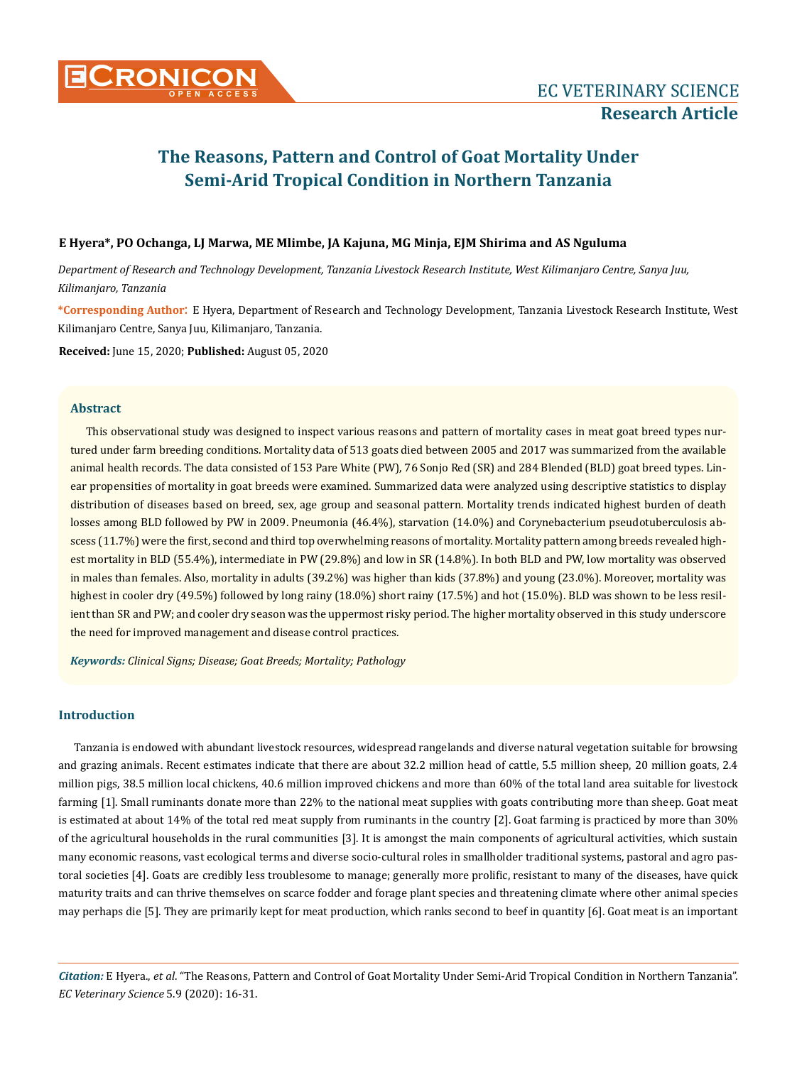# The Reasons, Pattern and Control of Goat Mortality Under Semi-Arid Tropical Condition in Northern Tanzania

**E Hyera\*, PO Ochanga, LJ Marwa, ME Mlimbe, JA Kajuna, MG Minja, EJM Shirima and AS Nguluma**

*Department of Research and Technology Development, Tanzania Livestock Research Institute, West Kilimanjaro Centre, Sanya Juu, Kilimanjaro, Tanzania*

**\*Corresponding Author:** E Hyera, Department of Research and Technology Development, Tanzania Livestock Research Institute, West Kilimanjaro Centre, Sanya Juu, Kilimanjaro, Tanzania.

**Received:** June 15, 2020; **Published:** August 05, 2020

## Abstract

This observational study was designed to inspect various reasons and pattern of mortality cases in meat goat breed types nurtured under farm breeding conditions. Mortality data of 513 goats died between 2005 and 2017 was summarized from the available animal health records. The data consisted of 153 Pare White (PW), 76 Sonjo Red (SR) and 284 Blended (BLD) goat breed types. Linear propensities of mortality in goat breeds were examined. Summarized data were analyzed using descriptive statistics to display distribution of diseases based on breed, sex, age group and seasonal pattern. Mortality trends indicated highest burden of death losses among BLD followed by PW in 2009. Pneumonia (46.4%), starvation (14.0%) and Corynebacterium pseudotuberculosis abscess (11.7%) were the first, second and third top overwhelming reasons of mortality. Mortality pattern among breeds revealed highest mortality in BLD (55.4%), intermediate in PW (29.8%) and low in SR (14.8%). In both BLD and PW, low mortality was observed in males than females. Also, mortality in adults (39.2%) was higher than kids (37.8%) and young (23.0%). Moreover, mortality was highest in cooler dry (49.5%) followed by long rainy (18.0%) short rainy (17.5%) and hot (15.0%). BLD was shown to be less resilient than SR and PW; and cooler dry season was the uppermost risky period. The higher mortality observed in this study underscore the need for improved management and disease control practices.

***Keywords:*** *Clinical Signs; Disease; Goat Breeds; Mortality; Pathology*

## Introduction

Tanzania is endowed with abundant livestock resources, widespread rangelands and diverse natural vegetation suitable for browsing and grazing animals. Recent estimates indicate that there are about 32.2 million head of cattle, 5.5 million sheep, 20 million goats, 2.4 million pigs, 38.5 million local chickens, 40.6 million improved chickens and more than 60% of the total land area suitable for livestock farming [1]. Small ruminants donate more than 22% to the national meat supplies with goats contributing more than sheep. Goat meat is estimated at about 14% of the total red meat supply from ruminants in the country [2]. Goat farming is practiced by more than 30% of the agricultural households in the rural communities [3]. It is amongst the main components of agricultural activities, which sustain many economic reasons, vast ecological terms and diverse socio-cultural roles in smallholder traditional systems, pastoral and agro pastoral societies [4]. Goats are credibly less troublesome to manage; generally more prolific, resistant to many of the diseases, have quick maturity traits and can thrive themselves on scarce fodder and forage plant species and threatening climate where other animal species may perhaps die [5]. They are primarily kept for meat production, which ranks second to beef in quantity [6]. Goat meat is an important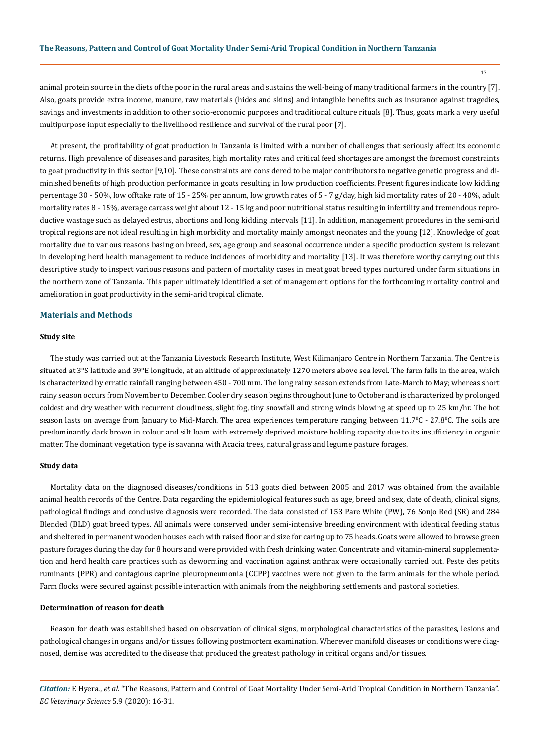animal protein source in the diets of the poor in the rural areas and sustains the well-being of many traditional farmers in the country [7]. Also, goats provide extra income, manure, raw materials (hides and skins) and intangible benefits such as insurance against tragedies, savings and investments in addition to other socio-economic purposes and traditional culture rituals [8]. Thus, goats mark a very useful multipurpose input especially to the livelihood resilience and survival of the rural poor [7].

At present, the profitability of goat production in Tanzania is limited with a number of challenges that seriously affect its economic returns. High prevalence of diseases and parasites, high mortality rates and critical feed shortages are amongst the foremost constraints to goat productivity in this sector [9,10]. These constraints are considered to be major contributors to negative genetic progress and diminished benefits of high production performance in goats resulting in low production coefficients. Present figures indicate low kidding percentage 30 - 50%, low offtake rate of 15 - 25% per annum, low growth rates of 5 - 7 g/day, high kid mortality rates of 20 - 40%, adult mortality rates 8 - 15%, average carcass weight about 12 - 15 kg and poor nutritional status resulting in infertility and tremendous reproductive wastage such as delayed estrus, abortions and long kidding intervals [11]. In addition, management procedures in the semi-arid tropical regions are not ideal resulting in high morbidity and mortality mainly amongst neonates and the young [12]. Knowledge of goat mortality due to various reasons basing on breed, sex, age group and seasonal occurrence under a specific production system is relevant in developing herd health management to reduce incidences of morbidity and mortality [13]. It was therefore worthy carrying out this descriptive study to inspect various reasons and pattern of mortality cases in meat goat breed types nurtured under farm situations in the northern zone of Tanzania. This paper ultimately identified a set of management options for the forthcoming mortality control and amelioration in goat productivity in the semi-arid tropical climate.

## Materials and Methods

### Study site

The study was carried out at the Tanzania Livestock Research Institute, West Kilimanjaro Centre in Northern Tanzania. The Centre is situated at 3°S latitude and 39°E longitude, at an altitude of approximately 1270 meters above sea level. The farm falls in the area, which is characterized by erratic rainfall ranging between 450 - 700 mm. The long rainy season extends from Late-March to May; whereas short rainy season occurs from November to December. Cooler dry season begins throughout June to October and is characterized by prolonged coldest and dry weather with recurrent cloudiness, slight fog, tiny snowfall and strong winds blowing at speed up to 25 km/hr. The hot season lasts on average from January to Mid-March. The area experiences temperature ranging between 11.7$^0$C - 27.8$^0$C. The soils are predominantly dark brown in colour and silt loam with extremely deprived moisture holding capacity due to its insufficiency in organic matter. The dominant vegetation type is savanna with Acacia trees, natural grass and legume pasture forages.

### Study data

Mortality data on the diagnosed diseases/conditions in 513 goats died between 2005 and 2017 was obtained from the available animal health records of the Centre. Data regarding the epidemiological features such as age, breed and sex, date of death, clinical signs, pathological findings and conclusive diagnosis were recorded. The data consisted of 153 Pare White (PW), 76 Sonjo Red (SR) and 284 Blended (BLD) goat breed types. All animals were conserved under semi-intensive breeding environment with identical feeding status and sheltered in permanent wooden houses each with raised floor and size for caring up to 75 heads. Goats were allowed to browse green pasture forages during the day for 8 hours and were provided with fresh drinking water. Concentrate and vitamin-mineral supplementation and herd health care practices such as deworming and vaccination against anthrax were occasionally carried out. Peste des petits ruminants (PPR) and contagious caprine pleuropneumonia (CCPP) vaccines were not given to the farm animals for the whole period. Farm flocks were secured against possible interaction with animals from the neighboring settlements and pastoral societies.

### Determination of reason for death

Reason for death was established based on observation of clinical signs, morphological characteristics of the parasites, lesions and pathological changes in organs and/or tissues following postmortem examination. Wherever manifold diseases or conditions were diagnosed, demise was accredited to the disease that produced the greatest pathology in critical organs and/or tissues.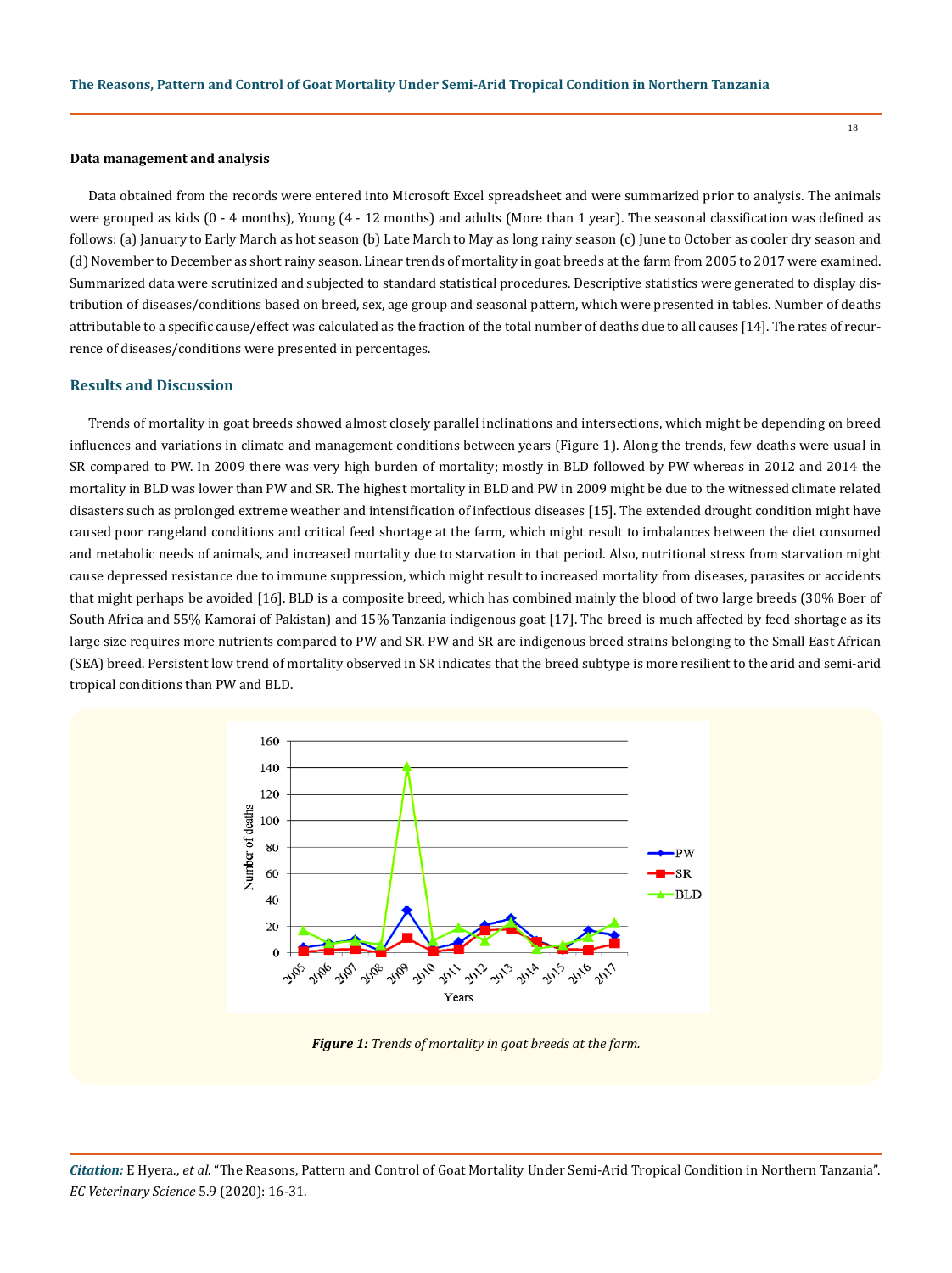**Data management and analysis**

Data obtained from the records were entered into Microsoft Excel spreadsheet and were summarized prior to analysis. The animals were grouped as kids (0 - 4 months), Young (4 - 12 months) and adults (More than 1 year). The seasonal classification was defined as follows: (a) January to Early March as hot season (b) Late March to May as long rainy season (c) June to October as cooler dry season and (d) November to December as short rainy season. Linear trends of mortality in goat breeds at the farm from 2005 to 2017 were examined. Summarized data were scrutinized and subjected to standard statistical procedures. Descriptive statistics were generated to display distribution of diseases/conditions based on breed, sex, age group and seasonal pattern, which were presented in tables. Number of deaths attributable to a specific cause/effect was calculated as the fraction of the total number of deaths due to all causes [14]. The rates of recurrence of diseases/conditions were presented in percentages.

## Results and Discussion

Trends of mortality in goat breeds showed almost closely parallel inclinations and intersections, which might be depending on breed influences and variations in climate and management conditions between years (Figure 1). Along the trends, few deaths were usual in SR compared to PW. In 2009 there was very high burden of mortality; mostly in BLD followed by PW whereas in 2012 and 2014 the mortality in BLD was lower than PW and SR. The highest mortality in BLD and PW in 2009 might be due to the witnessed climate related disasters such as prolonged extreme weather and intensification of infectious diseases [15]. The extended drought condition might have caused poor rangeland conditions and critical feed shortage at the farm, which might result to imbalances between the diet consumed and metabolic needs of animals, and increased mortality due to starvation in that period. Also, nutritional stress from starvation might cause depressed resistance due to immune suppression, which might result to increased mortality from diseases, parasites or accidents that might perhaps be avoided [16]. BLD is a composite breed, which has combined mainly the blood of two large breeds (30% Boer of South Africa and 55% Kamorai of Pakistan) and 15% Tanzania indigenous goat [17]. The breed is much affected by feed shortage as its large size requires more nutrients compared to PW and SR. PW and SR are indigenous breed strains belonging to the Small East African (SEA) breed. Persistent low trend of mortality observed in SR indicates that the breed subtype is more resilient to the arid and semi-arid tropical conditions than PW and BLD.

***Figure 1:*** *Trends of mortality in goat breeds at the farm.*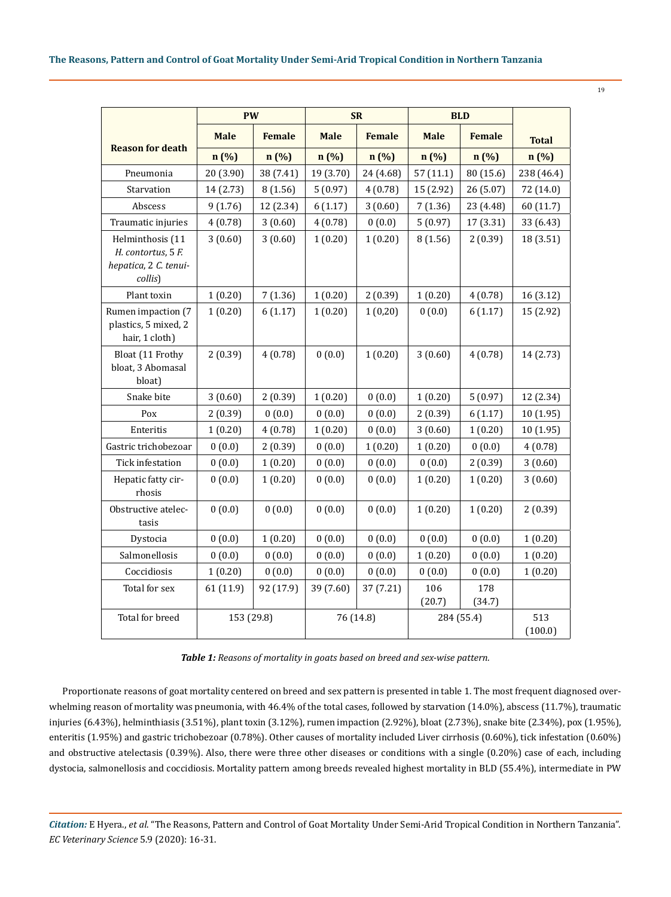| Reason for death | PW | | SR | | BLD | | Total |
|---|---|---|---|---|---|---|---|
| | Male | Female | Male | Female | Male | Female | |
| | n (%) | n (%) | n (%) | n (%) | n (%) | n (%) | n (%) |
| Pneumonia | 20 (3.90) | 38 (7.41) | 19 (3.70) | 24 (4.68) | 57 (11.1) | 80 (15.6) | 238 (46.4) |
| Starvation | 14 (2.73) | 8 (1.56) | 5 (0.97) | 4 (0.78) | 15 (2.92) | 26 (5.07) | 72 (14.0) |
| Abscess | 9 (1.76) | 12 (2.34) | 6 (1.17) | 3 (0.60) | 7 (1.36) | 23 (4.48) | 60 (11.7) |
| Traumatic injuries | 4 (0.78) | 3 (0.60) | 4 (0.78) | 0 (0.0) | 5 (0.97) | 17 (3.31) | 33 (6.43) |
| Helminthosis (11 *H. contortus*, 5 *F. hepatica*, 2 *C. tenuicollis*) | 3 (0.60) | 3 (0.60) | 1 (0.20) | 1 (0.20) | 8 (1.56) | 2 (0.39) | 18 (3.51) |
| Plant toxin | 1 (0.20) | 7 (1.36) | 1 (0.20) | 2 (0.39) | 1 (0.20) | 4 (0.78) | 16 (3.12) |
| Rumen impaction (7 plastics, 5 mixed, 2 hair, 1 cloth) | 1 (0.20) | 6 (1.17) | 1 (0.20) | 1 (0,20) | 0 (0.0) | 6 (1.17) | 15 (2.92) |
| Bloat (11 Frothy bloat, 3 Abomasal bloat) | 2 (0.39) | 4 (0.78) | 0 (0.0) | 1 (0.20) | 3 (0.60) | 4 (0.78) | 14 (2.73) |
| Snake bite | 3 (0.60) | 2 (0.39) | 1 (0.20) | 0 (0.0) | 1 (0.20) | 5 (0.97) | 12 (2.34) |
| Pox | 2 (0.39) | 0 (0.0) | 0 (0.0) | 0 (0.0) | 2 (0.39) | 6 (1.17) | 10 (1.95) |
| Enteritis | 1 (0.20) | 4 (0.78) | 1 (0.20) | 0 (0.0) | 3 (0.60) | 1 (0.20) | 10 (1.95) |
| Gastric trichobezoar | 0 (0.0) | 2 (0.39) | 0 (0.0) | 1 (0.20) | 1 (0.20) | 0 (0.0) | 4 (0.78) |
| Tick infestation | 0 (0.0) | 1 (0.20) | 0 (0.0) | 0 (0.0) | 0 (0.0) | 2 (0.39) | 3 (0.60) |
| Hepatic fatty cirrhosis | 0 (0.0) | 1 (0.20) | 0 (0.0) | 0 (0.0) | 1 (0.20) | 1 (0.20) | 3 (0.60) |
| Obstructive atelectasis | 0 (0.0) | 0 (0.0) | 0 (0.0) | 0 (0.0) | 1 (0.20) | 1 (0.20) | 2 (0.39) |
| Dystocia | 0 (0.0) | 1 (0.20) | 0 (0.0) | 0 (0.0) | 0 (0.0) | 0 (0.0) | 1 (0.20) |
| Salmonellosis | 0 (0.0) | 0 (0.0) | 0 (0.0) | 0 (0.0) | 1 (0.20) | 0 (0.0) | 1 (0.20) |
| Coccidiosis | 1 (0.20) | 0 (0.0) | 0 (0.0) | 0 (0.0) | 0 (0.0) | 0 (0.0) | 1 (0.20) |
| Total for sex | 61 (11.9) | 92 (17.9) | 39 (7.60) | 37 (7.21) | 106 (20.7) | 178 (34.7) | |
| Total for breed | 153 (29.8) | | 76 (14.8) | | 284 (55.4) | | 513 (100.0) |

***Table 1:*** *Reasons of mortality in goats based on breed and sex-wise pattern.*

Proportionate reasons of goat mortality centered on breed and sex pattern is presented in table 1. The most frequent diagnosed overwhelming reason of mortality was pneumonia, with 46.4% of the total cases, followed by starvation (14.0%), abscess (11.7%), traumatic injuries (6.43%), helminthiasis (3.51%), plant toxin (3.12%), rumen impaction (2.92%), bloat (2.73%), snake bite (2.34%), pox (1.95%), enteritis (1.95%) and gastric trichobezoar (0.78%). Other causes of mortality included Liver cirrhosis (0.60%), tick infestation (0.60%) and obstructive atelectasis (0.39%). Also, there were three other diseases or conditions with a single (0.20%) case of each, including dystocia, salmonellosis and coccidiosis. Mortality pattern among breeds revealed highest mortality in BLD (55.4%), intermediate in PW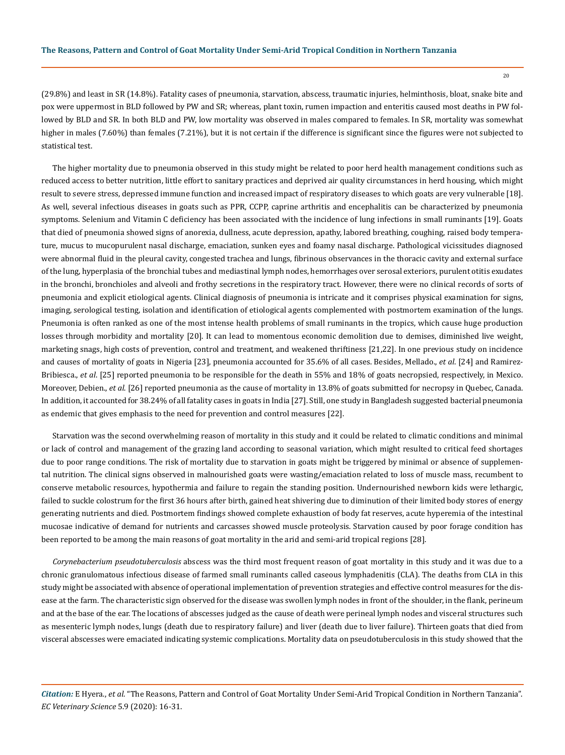(29.8%) and least in SR (14.8%). Fatality cases of pneumonia, starvation, abscess, traumatic injuries, helminthosis, bloat, snake bite and pox were uppermost in BLD followed by PW and SR; whereas, plant toxin, rumen impaction and enteritis caused most deaths in PW followed by BLD and SR. In both BLD and PW, low mortality was observed in males compared to females. In SR, mortality was somewhat higher in males (7.60%) than females (7.21%), but it is not certain if the difference is significant since the figures were not subjected to statistical test.

The higher mortality due to pneumonia observed in this study might be related to poor herd health management conditions such as reduced access to better nutrition, little effort to sanitary practices and deprived air quality circumstances in herd housing, which might result to severe stress, depressed immune function and increased impact of respiratory diseases to which goats are very vulnerable [18]. As well, several infectious diseases in goats such as PPR, CCPP, caprine arthritis and encephalitis can be characterized by pneumonia symptoms. Selenium and Vitamin C deficiency has been associated with the incidence of lung infections in small ruminants [19]. Goats that died of pneumonia showed signs of anorexia, dullness, acute depression, apathy, labored breathing, coughing, raised body temperature, mucus to mucopurulent nasal discharge, emaciation, sunken eyes and foamy nasal discharge. Pathological vicissitudes diagnosed were abnormal fluid in the pleural cavity, congested trachea and lungs, fibrinous observances in the thoracic cavity and external surface of the lung, hyperplasia of the bronchial tubes and mediastinal lymph nodes, hemorrhages over serosal exteriors, purulent otitis exudates in the bronchi, bronchioles and alveoli and frothy secretions in the respiratory tract. However, there were no clinical records of sorts of pneumonia and explicit etiological agents. Clinical diagnosis of pneumonia is intricate and it comprises physical examination for signs, imaging, serological testing, isolation and identification of etiological agents complemented with postmortem examination of the lungs. Pneumonia is often ranked as one of the most intense health problems of small ruminants in the tropics, which cause huge production losses through morbidity and mortality [20]. It can lead to momentous economic demolition due to demises, diminished live weight, marketing snags, high costs of prevention, control and treatment, and weakened thriftiness [21,22]. In one previous study on incidence and causes of mortality of goats in Nigeria [23], pneumonia accounted for 35.6% of all cases. Besides, Mellado., *et al*. [24] and Ramirez-Bribiesca., *et al*. [25] reported pneumonia to be responsible for the death in 55% and 18% of goats necropsied, respectively, in Mexico. Moreover, Debien., *et al*. [26] reported pneumonia as the cause of mortality in 13.8% of goats submitted for necropsy in Quebec, Canada. In addition, it accounted for 38.24% of all fatality cases in goats in India [27]. Still, one study in Bangladesh suggested bacterial pneumonia as endemic that gives emphasis to the need for prevention and control measures [22].

Starvation was the second overwhelming reason of mortality in this study and it could be related to climatic conditions and minimal or lack of control and management of the grazing land according to seasonal variation, which might resulted to critical feed shortages due to poor range conditions. The risk of mortality due to starvation in goats might be triggered by minimal or absence of supplemental nutrition. The clinical signs observed in malnourished goats were wasting/emaciation related to loss of muscle mass, recumbent to conserve metabolic resources, hypothermia and failure to regain the standing position. Undernourished newborn kids were lethargic, failed to suckle colostrum for the first 36 hours after birth, gained heat shivering due to diminution of their limited body stores of energy generating nutrients and died. Postmortem findings showed complete exhaustion of body fat reserves, acute hyperemia of the intestinal mucosae indicative of demand for nutrients and carcasses showed muscle proteolysis. Starvation caused by poor forage condition has been reported to be among the main reasons of goat mortality in the arid and semi-arid tropical regions [28].

*Corynebacterium pseudotuberculosis* abscess was the third most frequent reason of goat mortality in this study and it was due to a chronic granulomatous infectious disease of farmed small ruminants called caseous lymphadenitis (CLA). The deaths from CLA in this study might be associated with absence of operational implementation of prevention strategies and effective control measures for the disease at the farm. The characteristic sign observed for the disease was swollen lymph nodes in front of the shoulder, in the flank, perineum and at the base of the ear. The locations of abscesses judged as the cause of death were perineal lymph nodes and visceral structures such as mesenteric lymph nodes, lungs (death due to respiratory failure) and liver (death due to liver failure). Thirteen goats that died from visceral abscesses were emaciated indicating systemic complications. Mortality data on pseudotuberculosis in this study showed that the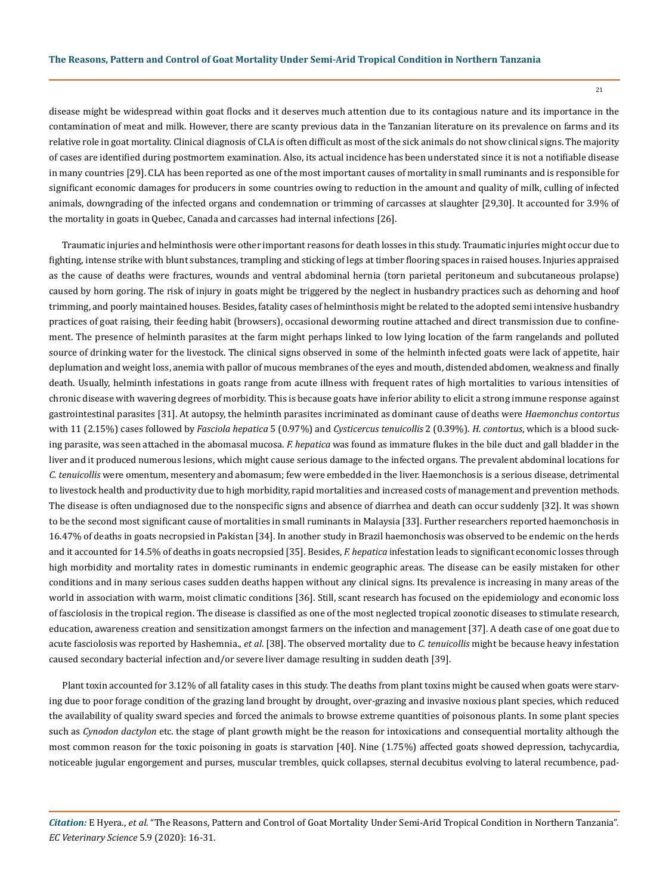disease might be widespread within goat flocks and it deserves much attention due to its contagious nature and its importance in the contamination of meat and milk. However, there are scanty previous data in the Tanzanian literature on its prevalence on farms and its relative role in goat mortality. Clinical diagnosis of CLA is often difficult as most of the sick animals do not show clinical signs. The majority of cases are identified during postmortem examination. Also, its actual incidence has been understated since it is not a notifiable disease in many countries [29]. CLA has been reported as one of the most important causes of mortality in small ruminants and is responsible for significant economic damages for producers in some countries owing to reduction in the amount and quality of milk, culling of infected animals, downgrading of the infected organs and condemnation or trimming of carcasses at slaughter [29,30]. It accounted for 3.9% of the mortality in goats in Quebec, Canada and carcasses had internal infections [26].

Traumatic injuries and helminthosis were other important reasons for death losses in this study. Traumatic injuries might occur due to fighting, intense strike with blunt substances, trampling and sticking of legs at timber flooring spaces in raised houses. Injuries appraised as the cause of deaths were fractures, wounds and ventral abdominal hernia (torn parietal peritoneum and subcutaneous prolapse) caused by horn goring. The risk of injury in goats might be triggered by the neglect in husbandry practices such as dehorning and hoof trimming, and poorly maintained houses. Besides, fatality cases of helminthosis might be related to the adopted semi intensive husbandry practices of goat raising, their feeding habit (browsers), occasional deworming routine attached and direct transmission due to confinement. The presence of helminth parasites at the farm might perhaps linked to low lying location of the farm rangelands and polluted source of drinking water for the livestock. The clinical signs observed in some of the helminth infected goats were lack of appetite, hair deplumation and weight loss, anemia with pallor of mucous membranes of the eyes and mouth, distended abdomen, weakness and finally death. Usually, helminth infestations in goats range from acute illness with frequent rates of high mortalities to various intensities of chronic disease with wavering degrees of morbidity. This is because goats have inferior ability to elicit a strong immune response against gastrointestinal parasites [31]. At autopsy, the helminth parasites incriminated as dominant cause of deaths were *Haemonchus contortus* with 11 (2.15%) cases followed by *Fasciola hepatica* 5 (0.97%) and *Cysticercus tenuicollis* 2 (0.39%). *H. contortus*, which is a blood sucking parasite, was seen attached in the abomasal mucosa. *F. hepatica* was found as immature flukes in the bile duct and gall bladder in the liver and it produced numerous lesions, which might cause serious damage to the infected organs. The prevalent abdominal locations for *C. tenuicollis* were omentum, mesentery and abomasum; few were embedded in the liver. Haemonchosis is a serious disease, detrimental to livestock health and productivity due to high morbidity, rapid mortalities and increased costs of management and prevention methods. The disease is often undiagnosed due to the nonspecific signs and absence of diarrhea and death can occur suddenly [32]. It was shown to be the second most significant cause of mortalities in small ruminants in Malaysia [33]. Further researchers reported haemonchosis in 16.47% of deaths in goats necropsied in Pakistan [34]. In another study in Brazil haemonchosis was observed to be endemic on the herds and it accounted for 14.5% of deaths in goats necropsied [35]. Besides, *F. hepatica* infestation leads to significant economic losses through high morbidity and mortality rates in domestic ruminants in endemic geographic areas. The disease can be easily mistaken for other conditions and in many serious cases sudden deaths happen without any clinical signs. Its prevalence is increasing in many areas of the world in association with warm, moist climatic conditions [36]. Still, scant research has focused on the epidemiology and economic loss of fasciolosis in the tropical region. The disease is classified as one of the most neglected tropical zoonotic diseases to stimulate research, education, awareness creation and sensitization amongst farmers on the infection and management [37]. A death case of one goat due to acute fasciolosis was reported by Hashemnia., *et al*. [38]. The observed mortality due to *C. tenuicollis* might be because heavy infestation caused secondary bacterial infection and/or severe liver damage resulting in sudden death [39].

Plant toxin accounted for 3.12% of all fatality cases in this study. The deaths from plant toxins might be caused when goats were starving due to poor forage condition of the grazing land brought by drought, over-grazing and invasive noxious plant species, which reduced the availability of quality sward species and forced the animals to browse extreme quantities of poisonous plants. In some plant species such as *Cynodon dactylon* etc. the stage of plant growth might be the reason for intoxications and consequential mortality although the most common reason for the toxic poisoning in goats is starvation [40]. Nine (1.75%) affected goats showed depression, tachycardia, noticeable jugular engorgement and purses, muscular trembles, quick collapses, sternal decubitus evolving to lateral recumbence, pad-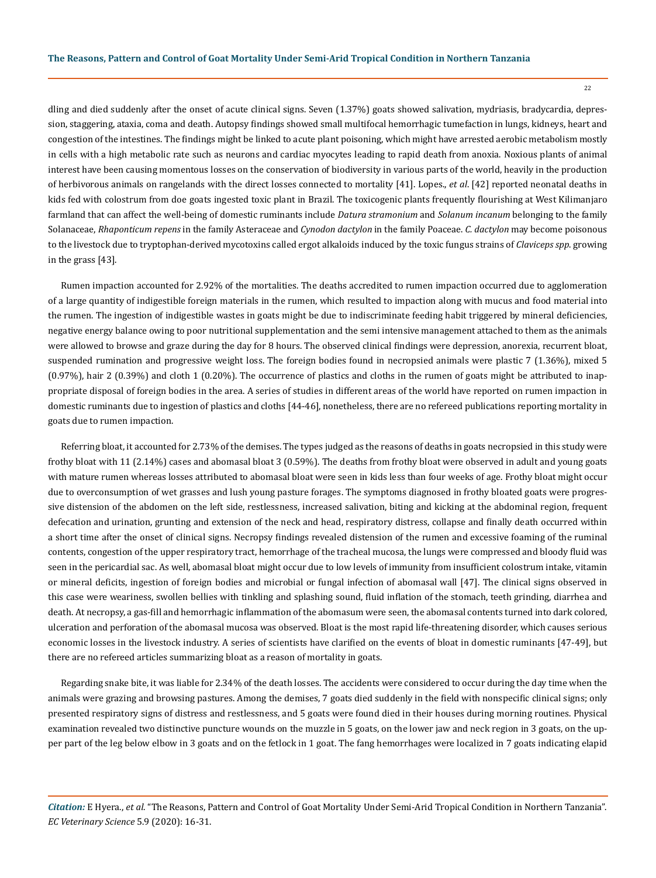dling and died suddenly after the onset of acute clinical signs. Seven (1.37%) goats showed salivation, mydriasis, bradycardia, depression, staggering, ataxia, coma and death. Autopsy findings showed small multifocal hemorrhagic tumefaction in lungs, kidneys, heart and congestion of the intestines. The findings might be linked to acute plant poisoning, which might have arrested aerobic metabolism mostly in cells with a high metabolic rate such as neurons and cardiac myocytes leading to rapid death from anoxia. Noxious plants of animal interest have been causing momentous losses on the conservation of biodiversity in various parts of the world, heavily in the production of herbivorous animals on rangelands with the direct losses connected to mortality [41]. Lopes., *et al.* [42] reported neonatal deaths in kids fed with colostrum from doe goats ingested toxic plant in Brazil. The toxicogenic plants frequently flourishing at West Kilimanjaro farmland that can affect the well-being of domestic ruminants include *Datura stramonium* and *Solanum incanum* belonging to the family Solanaceae, *Rhaponticum repens* in the family Asteraceae and *Cynodon dactylon* in the family Poaceae. *C. dactylon* may become poisonous to the livestock due to tryptophan-derived mycotoxins called ergot alkaloids induced by the toxic fungus strains of *Claviceps spp*. growing in the grass [43].

Rumen impaction accounted for 2.92% of the mortalities. The deaths accredited to rumen impaction occurred due to agglomeration of a large quantity of indigestible foreign materials in the rumen, which resulted to impaction along with mucus and food material into the rumen. The ingestion of indigestible wastes in goats might be due to indiscriminate feeding habit triggered by mineral deficiencies, negative energy balance owing to poor nutritional supplementation and the semi intensive management attached to them as the animals were allowed to browse and graze during the day for 8 hours. The observed clinical findings were depression, anorexia, recurrent bloat, suspended rumination and progressive weight loss. The foreign bodies found in necropsied animals were plastic 7 (1.36%), mixed 5 (0.97%), hair 2 (0.39%) and cloth 1 (0.20%). The occurrence of plastics and cloths in the rumen of goats might be attributed to inappropriate disposal of foreign bodies in the area. A series of studies in different areas of the world have reported on rumen impaction in domestic ruminants due to ingestion of plastics and cloths [44-46], nonetheless, there are no refereed publications reporting mortality in goats due to rumen impaction.

Referring bloat, it accounted for 2.73% of the demises. The types judged as the reasons of deaths in goats necropsied in this study were frothy bloat with 11 (2.14%) cases and abomasal bloat 3 (0.59%). The deaths from frothy bloat were observed in adult and young goats with mature rumen whereas losses attributed to abomasal bloat were seen in kids less than four weeks of age. Frothy bloat might occur due to overconsumption of wet grasses and lush young pasture forages. The symptoms diagnosed in frothy bloated goats were progressive distension of the abdomen on the left side, restlessness, increased salivation, biting and kicking at the abdominal region, frequent defecation and urination, grunting and extension of the neck and head, respiratory distress, collapse and finally death occurred within a short time after the onset of clinical signs. Necropsy findings revealed distension of the rumen and excessive foaming of the ruminal contents, congestion of the upper respiratory tract, hemorrhage of the tracheal mucosa, the lungs were compressed and bloody fluid was seen in the pericardial sac. As well, abomasal bloat might occur due to low levels of immunity from insufficient colostrum intake, vitamin or mineral deficits, ingestion of foreign bodies and microbial or fungal infection of abomasal wall [47]. The clinical signs observed in this case were weariness, swollen bellies with tinkling and splashing sound, fluid inflation of the stomach, teeth grinding, diarrhea and death. At necropsy, a gas-fill and hemorrhagic inflammation of the abomasum were seen, the abomasal contents turned into dark colored, ulceration and perforation of the abomasal mucosa was observed. Bloat is the most rapid life-threatening disorder, which causes serious economic losses in the livestock industry. A series of scientists have clarified on the events of bloat in domestic ruminants [47-49], but there are no refereed articles summarizing bloat as a reason of mortality in goats.

Regarding snake bite, it was liable for 2.34% of the death losses. The accidents were considered to occur during the day time when the animals were grazing and browsing pastures. Among the demises, 7 goats died suddenly in the field with nonspecific clinical signs; only presented respiratory signs of distress and restlessness, and 5 goats were found died in their houses during morning routines. Physical examination revealed two distinctive puncture wounds on the muzzle in 5 goats, on the lower jaw and neck region in 3 goats, on the upper part of the leg below elbow in 3 goats and on the fetlock in 1 goat. The fang hemorrhages were localized in 7 goats indicating elapid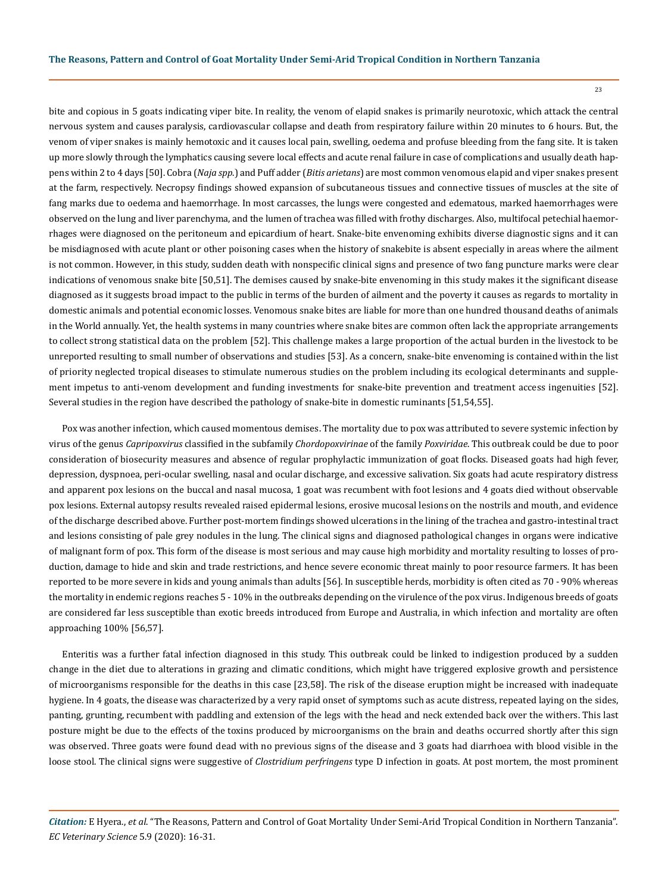bite and copious in 5 goats indicating viper bite. In reality, the venom of elapid snakes is primarily neurotoxic, which attack the central nervous system and causes paralysis, cardiovascular collapse and death from respiratory failure within 20 minutes to 6 hours. But, the venom of viper snakes is mainly hemotoxic and it causes local pain, swelling, oedema and profuse bleeding from the fang site. It is taken up more slowly through the lymphatics causing severe local effects and acute renal failure in case of complications and usually death happens within 2 to 4 days [50]. Cobra (*Naja spp.*) and Puff adder (*Bitis arietans*) are most common venomous elapid and viper snakes present at the farm, respectively. Necropsy findings showed expansion of subcutaneous tissues and connective tissues of muscles at the site of fang marks due to oedema and haemorrhage. In most carcasses, the lungs were congested and edematous, marked haemorrhages were observed on the lung and liver parenchyma, and the lumen of trachea was filled with frothy discharges. Also, multifocal petechial haemorrhages were diagnosed on the peritoneum and epicardium of heart. Snake-bite envenoming exhibits diverse diagnostic signs and it can be misdiagnosed with acute plant or other poisoning cases when the history of snakebite is absent especially in areas where the ailment is not common. However, in this study, sudden death with nonspecific clinical signs and presence of two fang puncture marks were clear indications of venomous snake bite [50,51]. The demises caused by snake-bite envenoming in this study makes it the significant disease diagnosed as it suggests broad impact to the public in terms of the burden of ailment and the poverty it causes as regards to mortality in domestic animals and potential economic losses. Venomous snake bites are liable for more than one hundred thousand deaths of animals in the World annually. Yet, the health systems in many countries where snake bites are common often lack the appropriate arrangements to collect strong statistical data on the problem [52]. This challenge makes a large proportion of the actual burden in the livestock to be unreported resulting to small number of observations and studies [53]. As a concern, snake-bite envenoming is contained within the list of priority neglected tropical diseases to stimulate numerous studies on the problem including its ecological determinants and supplement impetus to anti-venom development and funding investments for snake-bite prevention and treatment access ingenuities [52]. Several studies in the region have described the pathology of snake-bite in domestic ruminants [51,54,55].

Pox was another infection, which caused momentous demises. The mortality due to pox was attributed to severe systemic infection by virus of the genus *Capripoxvirus* classified in the subfamily *Chordopoxvirinae* of the family *Poxviridae*. This outbreak could be due to poor consideration of biosecurity measures and absence of regular prophylactic immunization of goat flocks. Diseased goats had high fever, depression, dyspnoea, peri-ocular swelling, nasal and ocular discharge, and excessive salivation. Six goats had acute respiratory distress and apparent pox lesions on the buccal and nasal mucosa, 1 goat was recumbent with foot lesions and 4 goats died without observable pox lesions. External autopsy results revealed raised epidermal lesions, erosive mucosal lesions on the nostrils and mouth, and evidence of the discharge described above. Further post-mortem findings showed ulcerations in the lining of the trachea and gastro-intestinal tract and lesions consisting of pale grey nodules in the lung. The clinical signs and diagnosed pathological changes in organs were indicative of malignant form of pox. This form of the disease is most serious and may cause high morbidity and mortality resulting to losses of production, damage to hide and skin and trade restrictions, and hence severe economic threat mainly to poor resource farmers. It has been reported to be more severe in kids and young animals than adults [56]. In susceptible herds, morbidity is often cited as 70 - 90% whereas the mortality in endemic regions reaches 5 - 10% in the outbreaks depending on the virulence of the pox virus. Indigenous breeds of goats are considered far less susceptible than exotic breeds introduced from Europe and Australia, in which infection and mortality are often approaching 100% [56,57].

Enteritis was a further fatal infection diagnosed in this study. This outbreak could be linked to indigestion produced by a sudden change in the diet due to alterations in grazing and climatic conditions, which might have triggered explosive growth and persistence of microorganisms responsible for the deaths in this case [23,58]. The risk of the disease eruption might be increased with inadequate hygiene. In 4 goats, the disease was characterized by a very rapid onset of symptoms such as acute distress, repeated laying on the sides, panting, grunting, recumbent with paddling and extension of the legs with the head and neck extended back over the withers. This last posture might be due to the effects of the toxins produced by microorganisms on the brain and deaths occurred shortly after this sign was observed. Three goats were found dead with no previous signs of the disease and 3 goats had diarrhoea with blood visible in the loose stool. The clinical signs were suggestive of *Clostridium perfringens* type D infection in goats. At post mortem, the most prominent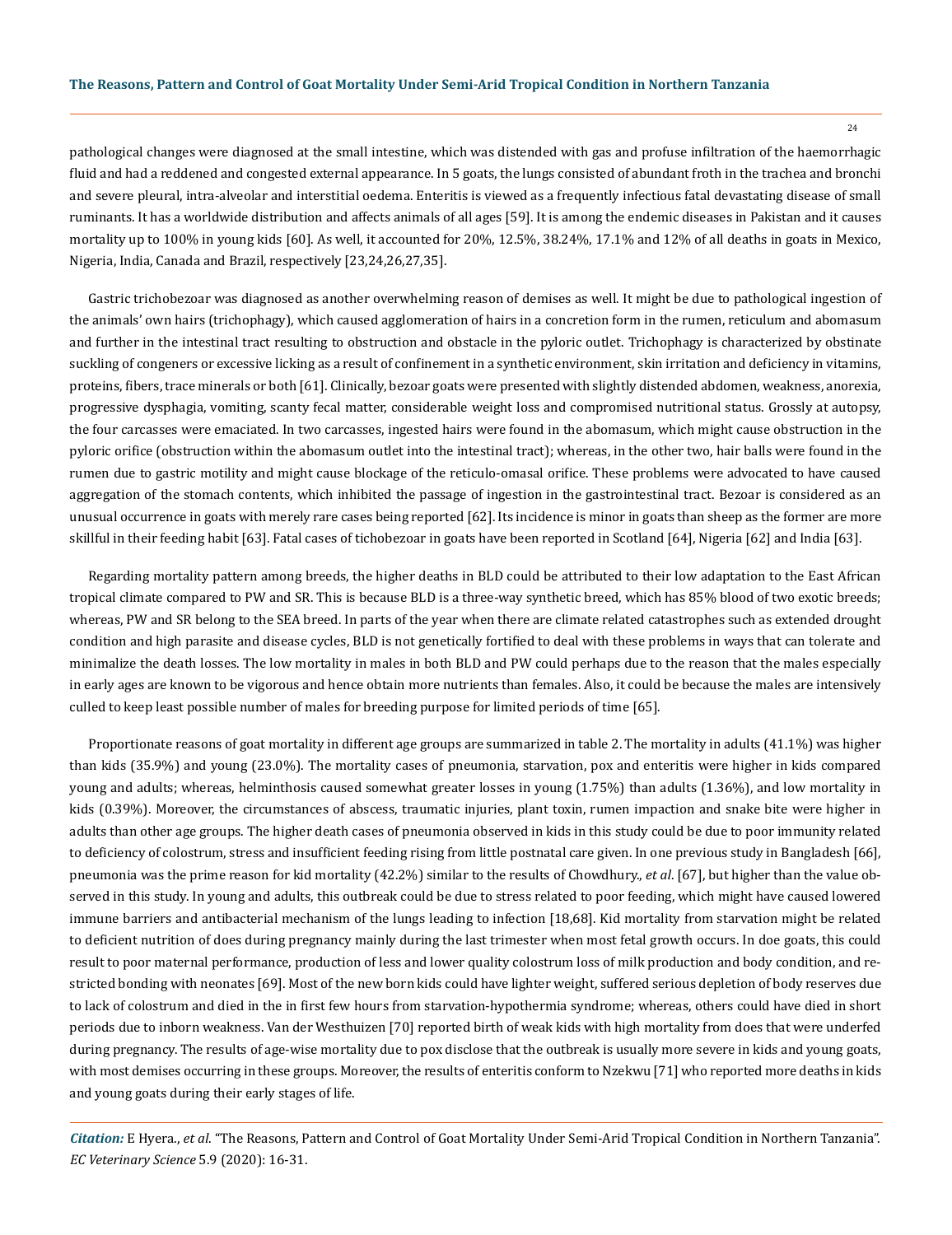pathological changes were diagnosed at the small intestine, which was distended with gas and profuse infiltration of the haemorrhagic fluid and had a reddened and congested external appearance. In 5 goats, the lungs consisted of abundant froth in the trachea and bronchi and severe pleural, intra-alveolar and interstitial oedema. Enteritis is viewed as a frequently infectious fatal devastating disease of small ruminants. It has a worldwide distribution and affects animals of all ages [59]. It is among the endemic diseases in Pakistan and it causes mortality up to 100% in young kids [60]. As well, it accounted for 20%, 12.5%, 38.24%, 17.1% and 12% of all deaths in goats in Mexico, Nigeria, India, Canada and Brazil, respectively [23,24,26,27,35].

Gastric trichobezoar was diagnosed as another overwhelming reason of demises as well. It might be due to pathological ingestion of the animals' own hairs (trichophagy), which caused agglomeration of hairs in a concretion form in the rumen, reticulum and abomasum and further in the intestinal tract resulting to obstruction and obstacle in the pyloric outlet. Trichophagy is characterized by obstinate suckling of congeners or excessive licking as a result of confinement in a synthetic environment, skin irritation and deficiency in vitamins, proteins, fibers, trace minerals or both [61]. Clinically, bezoar goats were presented with slightly distended abdomen, weakness, anorexia, progressive dysphagia, vomiting, scanty fecal matter, considerable weight loss and compromised nutritional status. Grossly at autopsy, the four carcasses were emaciated. In two carcasses, ingested hairs were found in the abomasum, which might cause obstruction in the pyloric orifice (obstruction within the abomasum outlet into the intestinal tract); whereas, in the other two, hair balls were found in the rumen due to gastric motility and might cause blockage of the reticulo-omasal orifice. These problems were advocated to have caused aggregation of the stomach contents, which inhibited the passage of ingestion in the gastrointestinal tract. Bezoar is considered as an unusual occurrence in goats with merely rare cases being reported [62]. Its incidence is minor in goats than sheep as the former are more skillful in their feeding habit [63]. Fatal cases of tichobezoar in goats have been reported in Scotland [64], Nigeria [62] and India [63].

Regarding mortality pattern among breeds, the higher deaths in BLD could be attributed to their low adaptation to the East African tropical climate compared to PW and SR. This is because BLD is a three-way synthetic breed, which has 85% blood of two exotic breeds; whereas, PW and SR belong to the SEA breed. In parts of the year when there are climate related catastrophes such as extended drought condition and high parasite and disease cycles, BLD is not genetically fortified to deal with these problems in ways that can tolerate and minimalize the death losses. The low mortality in males in both BLD and PW could perhaps due to the reason that the males especially in early ages are known to be vigorous and hence obtain more nutrients than females. Also, it could be because the males are intensively culled to keep least possible number of males for breeding purpose for limited periods of time [65].

Proportionate reasons of goat mortality in different age groups are summarized in table 2. The mortality in adults (41.1%) was higher than kids (35.9%) and young (23.0%). The mortality cases of pneumonia, starvation, pox and enteritis were higher in kids compared young and adults; whereas, helminthosis caused somewhat greater losses in young (1.75%) than adults (1.36%), and low mortality in kids (0.39%). Moreover, the circumstances of abscess, traumatic injuries, plant toxin, rumen impaction and snake bite were higher in adults than other age groups. The higher death cases of pneumonia observed in kids in this study could be due to poor immunity related to deficiency of colostrum, stress and insufficient feeding rising from little postnatal care given. In one previous study in Bangladesh [66], pneumonia was the prime reason for kid mortality (42.2%) similar to the results of Chowdhury., *et al*. [67], but higher than the value observed in this study. In young and adults, this outbreak could be due to stress related to poor feeding, which might have caused lowered immune barriers and antibacterial mechanism of the lungs leading to infection [18,68]. Kid mortality from starvation might be related to deficient nutrition of does during pregnancy mainly during the last trimester when most fetal growth occurs. In doe goats, this could result to poor maternal performance, production of less and lower quality colostrum loss of milk production and body condition, and restricted bonding with neonates [69]. Most of the new born kids could have lighter weight, suffered serious depletion of body reserves due to lack of colostrum and died in the in first few hours from starvation-hypothermia syndrome; whereas, others could have died in short periods due to inborn weakness. Van der Westhuizen [70] reported birth of weak kids with high mortality from does that were underfed during pregnancy. The results of age-wise mortality due to pox disclose that the outbreak is usually more severe in kids and young goats, with most demises occurring in these groups. Moreover, the results of enteritis conform to Nzekwu [71] who reported more deaths in kids and young goats during their early stages of life.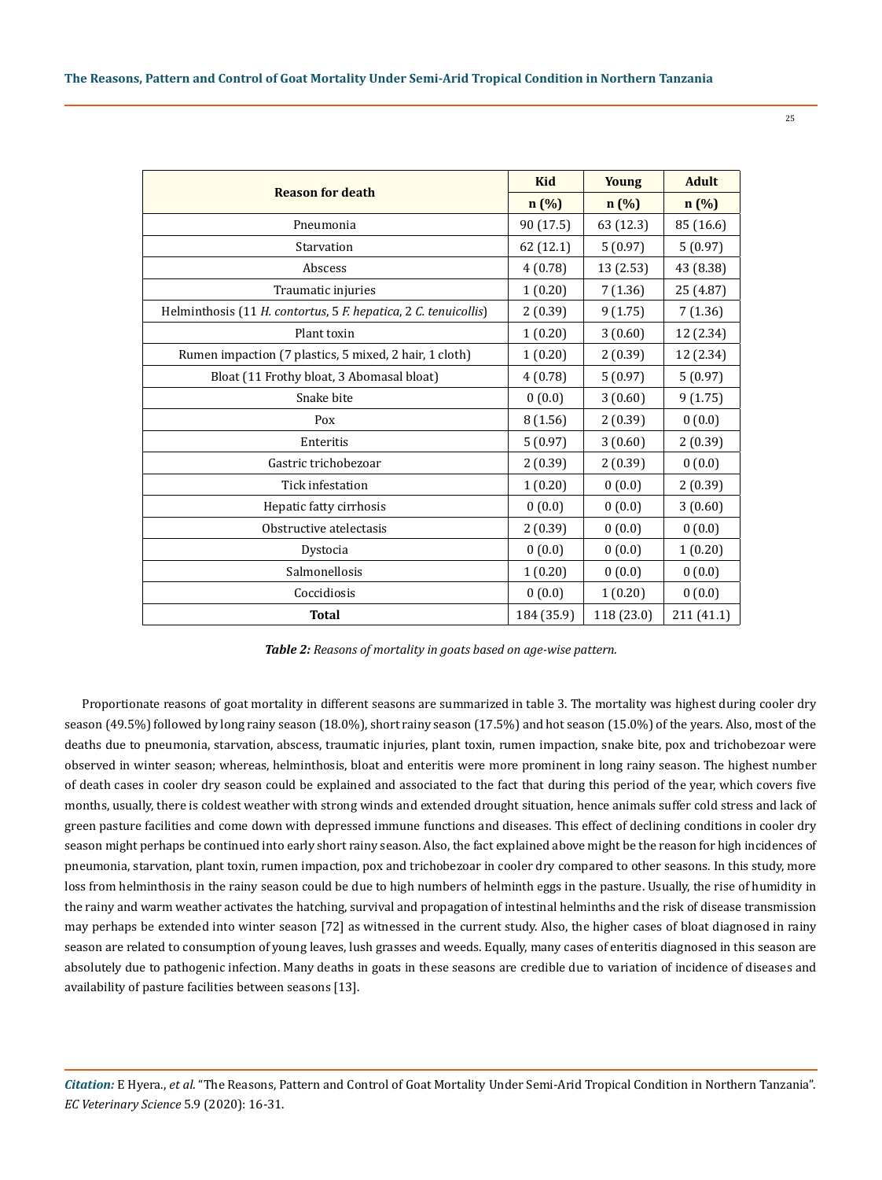| Reason for death | Kid | Young | Adult |
|---|---|---|---|
| | n (%) | n (%) | n (%) |
| Pneumonia | 90 (17.5) | 63 (12.3) | 85 (16.6) |
| Starvation | 62 (12.1) | 5 (0.97) | 5 (0.97) |
| Abscess | 4 (0.78) | 13 (2.53) | 43 (8.38) |
| Traumatic injuries | 1 (0.20) | 7 (1.36) | 25 (4.87) |
| Helminthosis (11 *H. contortus*, 5 *F. hepatica*, 2 *C. tenuicollis*) | 2 (0.39) | 9 (1.75) | 7 (1.36) |
| Plant toxin | 1 (0.20) | 3 (0.60) | 12 (2.34) |
| Rumen impaction (7 plastics, 5 mixed, 2 hair, 1 cloth) | 1 (0.20) | 2 (0.39) | 12 (2.34) |
| Bloat (11 Frothy bloat, 3 Abomasal bloat) | 4 (0.78) | 5 (0.97) | 5 (0.97) |
| Snake bite | 0 (0.0) | 3 (0.60) | 9 (1.75) |
| Pox | 8 (1.56) | 2 (0.39) | 0 (0.0) |
| Enteritis | 5 (0.97) | 3 (0.60) | 2 (0.39) |
| Gastric trichobezoar | 2 (0.39) | 2 (0.39) | 0 (0.0) |
| Tick infestation | 1 (0.20) | 0 (0.0) | 2 (0.39) |
| Hepatic fatty cirrhosis | 0 (0.0) | 0 (0.0) | 3 (0.60) |
| Obstructive atelectasis | 2 (0.39) | 0 (0.0) | 0 (0.0) |
| Dystocia | 0 (0.0) | 0 (0.0) | 1 (0.20) |
| Salmonellosis | 1 (0.20) | 0 (0.0) | 0 (0.0) |
| Coccidiosis | 0 (0.0) | 1 (0.20) | 0 (0.0) |
| **Total** | 184 (35.9) | 118 (23.0) | 211 (41.1) |

***Table 2:*** *Reasons of mortality in goats based on age-wise pattern.*

Proportionate reasons of goat mortality in different seasons are summarized in table 3. The mortality was highest during cooler dry season (49.5%) followed by long rainy season (18.0%), short rainy season (17.5%) and hot season (15.0%) of the years. Also, most of the deaths due to pneumonia, starvation, abscess, traumatic injuries, plant toxin, rumen impaction, snake bite, pox and trichobezoar were observed in winter season; whereas, helminthosis, bloat and enteritis were more prominent in long rainy season. The highest number of death cases in cooler dry season could be explained and associated to the fact that during this period of the year, which covers five months, usually, there is coldest weather with strong winds and extended drought situation, hence animals suffer cold stress and lack of green pasture facilities and come down with depressed immune functions and diseases. This effect of declining conditions in cooler dry season might perhaps be continued into early short rainy season. Also, the fact explained above might be the reason for high incidences of pneumonia, starvation, plant toxin, rumen impaction, pox and trichobezoar in cooler dry compared to other seasons. In this study, more loss from helminthosis in the rainy season could be due to high numbers of helminth eggs in the pasture. Usually, the rise of humidity in the rainy and warm weather activates the hatching, survival and propagation of intestinal helminths and the risk of disease transmission may perhaps be extended into winter season [72] as witnessed in the current study. Also, the higher cases of bloat diagnosed in rainy season are related to consumption of young leaves, lush grasses and weeds. Equally, many cases of enteritis diagnosed in this season are absolutely due to pathogenic infection. Many deaths in goats in these seasons are credible due to variation of incidence of diseases and availability of pasture facilities between seasons [13].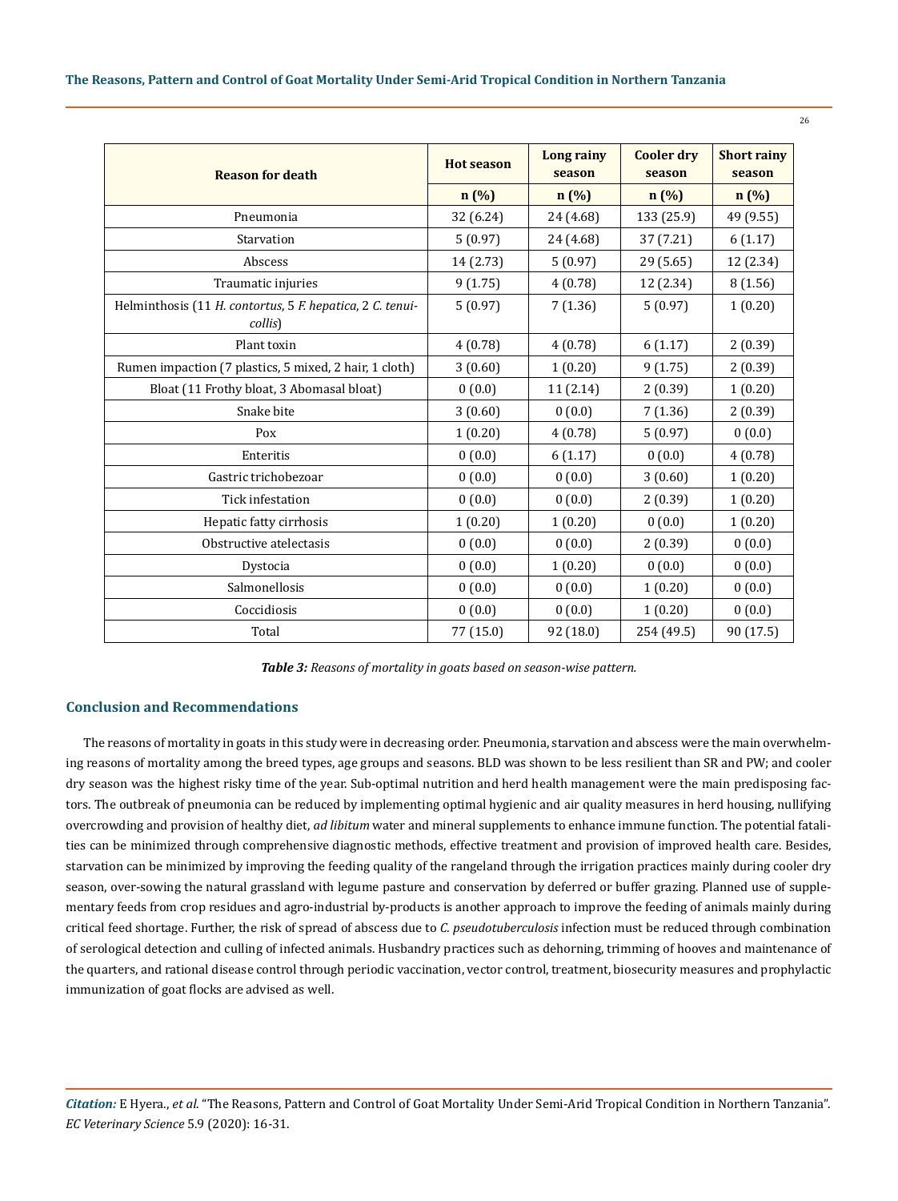| Reason for death | Hot season | Long rainy season | Cooler dry season | Short rainy season |
|---|---|---|---|---|
| | n (%) | n (%) | n (%) | n (%) |
| Pneumonia | 32 (6.24) | 24 (4.68) | 133 (25.9) | 49 (9.55) |
| Starvation | 5 (0.97) | 24 (4.68) | 37 (7.21) | 6 (1.17) |
| Abscess | 14 (2.73) | 5 (0.97) | 29 (5.65) | 12 (2.34) |
| Traumatic injuries | 9 (1.75) | 4 (0.78) | 12 (2.34) | 8 (1.56) |
| Helminthosis (11 *H. contortus*, 5 *F. hepatica*, 2 *C. tenuicollis*) | 5 (0.97) | 7 (1.36) | 5 (0.97) | 1 (0.20) |
| Plant toxin | 4 (0.78) | 4 (0.78) | 6 (1.17) | 2 (0.39) |
| Rumen impaction (7 plastics, 5 mixed, 2 hair, 1 cloth) | 3 (0.60) | 1 (0.20) | 9 (1.75) | 2 (0.39) |
| Bloat (11 Frothy bloat, 3 Abomasal bloat) | 0 (0.0) | 11 (2.14) | 2 (0.39) | 1 (0.20) |
| Snake bite | 3 (0.60) | 0 (0.0) | 7 (1.36) | 2 (0.39) |
| Pox | 1 (0.20) | 4 (0.78) | 5 (0.97) | 0 (0.0) |
| Enteritis | 0 (0.0) | 6 (1.17) | 0 (0.0) | 4 (0.78) |
| Gastric trichobezoar | 0 (0.0) | 0 (0.0) | 3 (0.60) | 1 (0.20) |
| Tick infestation | 0 (0.0) | 0 (0.0) | 2 (0.39) | 1 (0.20) |
| Hepatic fatty cirrhosis | 1 (0.20) | 1 (0.20) | 0 (0.0) | 1 (0.20) |
| Obstructive atelectasis | 0 (0.0) | 0 (0.0) | 2 (0.39) | 0 (0.0) |
| Dystocia | 0 (0.0) | 1 (0.20) | 0 (0.0) | 0 (0.0) |
| Salmonellosis | 0 (0.0) | 0 (0.0) | 1 (0.20) | 0 (0.0) |
| Coccidiosis | 0 (0.0) | 0 (0.0) | 1 (0.20) | 0 (0.0) |
| Total | 77 (15.0) | 92 (18.0) | 254 (49.5) | 90 (17.5) |

***Table 3:*** *Reasons of mortality in goats based on season-wise pattern.*

## Conclusion and Recommendations

The reasons of mortality in goats in this study were in decreasing order. Pneumonia, starvation and abscess were the main overwhelming reasons of mortality among the breed types, age groups and seasons. BLD was shown to be less resilient than SR and PW; and cooler dry season was the highest risky time of the year. Sub-optimal nutrition and herd health management were the main predisposing factors. The outbreak of pneumonia can be reduced by implementing optimal hygienic and air quality measures in herd housing, nullifying overcrowding and provision of healthy diet, *ad libitum* water and mineral supplements to enhance immune function. The potential fatalities can be minimized through comprehensive diagnostic methods, effective treatment and provision of improved health care. Besides, starvation can be minimized by improving the feeding quality of the rangeland through the irrigation practices mainly during cooler dry season, over-sowing the natural grassland with legume pasture and conservation by deferred or buffer grazing. Planned use of supplementary feeds from crop residues and agro-industrial by-products is another approach to improve the feeding of animals mainly during critical feed shortage. Further, the risk of spread of abscess due to *C. pseudotuberculosis* infection must be reduced through combination of serological detection and culling of infected animals. Husbandry practices such as dehorning, trimming of hooves and maintenance of the quarters, and rational disease control through periodic vaccination, vector control, treatment, biosecurity measures and prophylactic immunization of goat flocks are advised as well.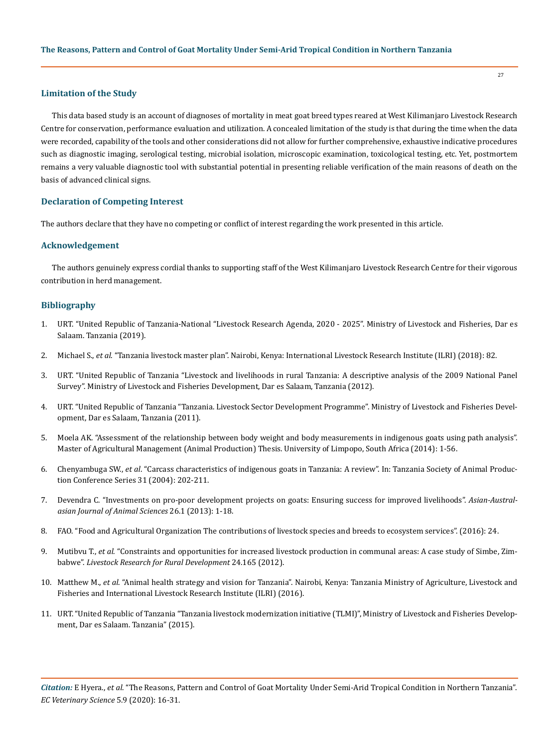## Limitation of the Study

This data based study is an account of diagnoses of mortality in meat goat breed types reared at West Kilimanjaro Livestock Research Centre for conservation, performance evaluation and utilization. A concealed limitation of the study is that during the time when the data were recorded, capability of the tools and other considerations did not allow for further comprehensive, exhaustive indicative procedures such as diagnostic imaging, serological testing, microbial isolation, microscopic examination, toxicological testing, etc. Yet, postmortem remains a very valuable diagnostic tool with substantial potential in presenting reliable verification of the main reasons of death on the basis of advanced clinical signs.

## Declaration of Competing Interest

The authors declare that they have no competing or conflict of interest regarding the work presented in this article.

## Acknowledgement

The authors genuinely express cordial thanks to supporting staff of the West Kilimanjaro Livestock Research Centre for their vigorous contribution in herd management.

## Bibliography

1. URT. "United Republic of Tanzania-National "Livestock Research Agenda, 2020 - 2025". Ministry of Livestock and Fisheries, Dar es Salaam. Tanzania (2019).
2. Michael S., *et al.* "Tanzania livestock master plan". Nairobi, Kenya: International Livestock Research Institute (ILRI) (2018): 82.
3. URT. "United Republic of Tanzania "Livestock and livelihoods in rural Tanzania: A descriptive analysis of the 2009 National Panel Survey". Ministry of Livestock and Fisheries Development, Dar es Salaam, Tanzania (2012).
4. URT. "United Republic of Tanzania "Tanzania. Livestock Sector Development Programme". Ministry of Livestock and Fisheries Development, Dar es Salaam, Tanzania (2011).
5. Moela AK. "Assessment of the relationship between body weight and body measurements in indigenous goats using path analysis". Master of Agricultural Management (Animal Production) Thesis. University of Limpopo, South Africa (2014): 1-56.
6. Chenyambuga SW., *et al*. "Carcass characteristics of indigenous goats in Tanzania: A review". In: Tanzania Society of Animal Production Conference Series 31 (2004): 202-211.
7. Devendra C. "Investments on pro-poor development projects on goats: Ensuring success for improved livelihoods". *Asian-Australasian Journal of Animal Sciences* 26.1 (2013): 1-18.
8. FAO. "Food and Agricultural Organization The contributions of livestock species and breeds to ecosystem services". (2016): 24.
9. Mutibvu T., *et al*. "Constraints and opportunities for increased livestock production in communal areas: A case study of Simbe, Zimbabwe". *Livestock Research for Rural Development* 24.165 (2012).
10. Matthew M., *et al*. "Animal health strategy and vision for Tanzania". Nairobi, Kenya: Tanzania Ministry of Agriculture, Livestock and Fisheries and International Livestock Research Institute (ILRI) (2016).
11. URT. "United Republic of Tanzania "Tanzania livestock modernization initiative (TLMI)", Ministry of Livestock and Fisheries Development, Dar es Salaam. Tanzania" (2015).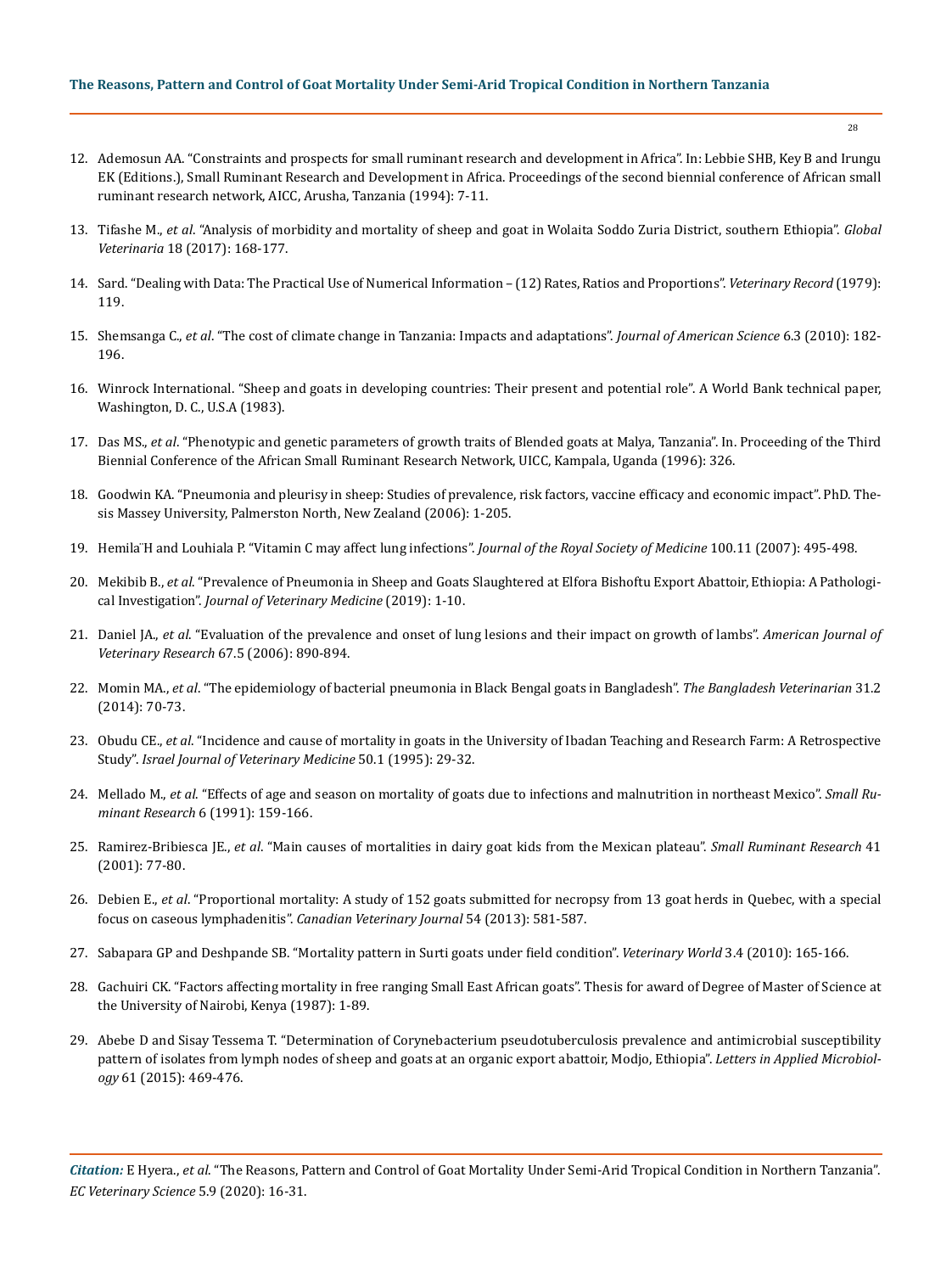12. Ademosun AA. "Constraints and prospects for small ruminant research and development in Africa". In: Lebbie SHB, Key B and Irungu EK (Editions.), Small Ruminant Research and Development in Africa. Proceedings of the second biennial conference of African small ruminant research network, AICC, Arusha, Tanzania (1994): 7-11.

13. Tifashe M., *et al*. "Analysis of morbidity and mortality of sheep and goat in Wolaita Soddo Zuria District, southern Ethiopia". *Global Veterinaria* 18 (2017): 168-177.

14. Sard. "Dealing with Data: The Practical Use of Numerical Information – (12) Rates, Ratios and Proportions". *Veterinary Record* (1979): 119.

15. Shemsanga C., *et al*. "The cost of climate change in Tanzania: Impacts and adaptations". *Journal of American Science* 6.3 (2010): 182-196.

16. Winrock International. "Sheep and goats in developing countries: Their present and potential role". A World Bank technical paper, Washington, D. C., U.S.A (1983).

17. Das MS., *et al*. "Phenotypic and genetic parameters of growth traits of Blended goats at Malya, Tanzania". In. Proceeding of the Third Biennial Conference of the African Small Ruminant Research Network, UICC, Kampala, Uganda (1996): 326.

18. Goodwin KA. "Pneumonia and pleurisy in sheep: Studies of prevalence, risk factors, vaccine efficacy and economic impact". PhD. Thesis Massey University, Palmerston North, New Zealand (2006): 1-205.

19. Hemilä H and Louhiala P. "Vitamin C may affect lung infections". *Journal of the Royal Society of Medicine* 100.11 (2007): 495-498.

20. Mekibib B., *et al*. "Prevalence of Pneumonia in Sheep and Goats Slaughtered at Elfora Bishoftu Export Abattoir, Ethiopia: A Pathological Investigation". *Journal of Veterinary Medicine* (2019): 1-10.

21. Daniel JA., *et al*. "Evaluation of the prevalence and onset of lung lesions and their impact on growth of lambs". *American Journal of Veterinary Research* 67.5 (2006): 890-894.

22. Momin MA., *et al*. "The epidemiology of bacterial pneumonia in Black Bengal goats in Bangladesh". *The Bangladesh Veterinarian* 31.2 (2014): 70-73.

23. Obudu CE., *et al*. "Incidence and cause of mortality in goats in the University of Ibadan Teaching and Research Farm: A Retrospective Study". *Israel Journal of Veterinary Medicine* 50.1 (1995): 29-32.

24. Mellado M., *et al*. "Effects of age and season on mortality of goats due to infections and malnutrition in northeast Mexico". *Small Ruminant Research* 6 (1991): 159-166.

25. Ramirez-Bribiesca JE., *et al*. "Main causes of mortalities in dairy goat kids from the Mexican plateau". *Small Ruminant Research* 41 (2001): 77-80.

26. Debien E., *et al*. "Proportional mortality: A study of 152 goats submitted for necropsy from 13 goat herds in Quebec, with a special focus on caseous lymphadenitis". *Canadian Veterinary Journal* 54 (2013): 581-587.

27. Sabapara GP and Deshpande SB. "Mortality pattern in Surti goats under field condition". *Veterinary World* 3.4 (2010): 165-166.

28. Gachuiri CK. "Factors affecting mortality in free ranging Small East African goats". Thesis for award of Degree of Master of Science at the University of Nairobi, Kenya (1987): 1-89.

29. Abebe D and Sisay Tessema T. "Determination of Corynebacterium pseudotuberculosis prevalence and antimicrobial susceptibility pattern of isolates from lymph nodes of sheep and goats at an organic export abattoir, Modjo, Ethiopia". *Letters in Applied Microbiology* 61 (2015): 469-476.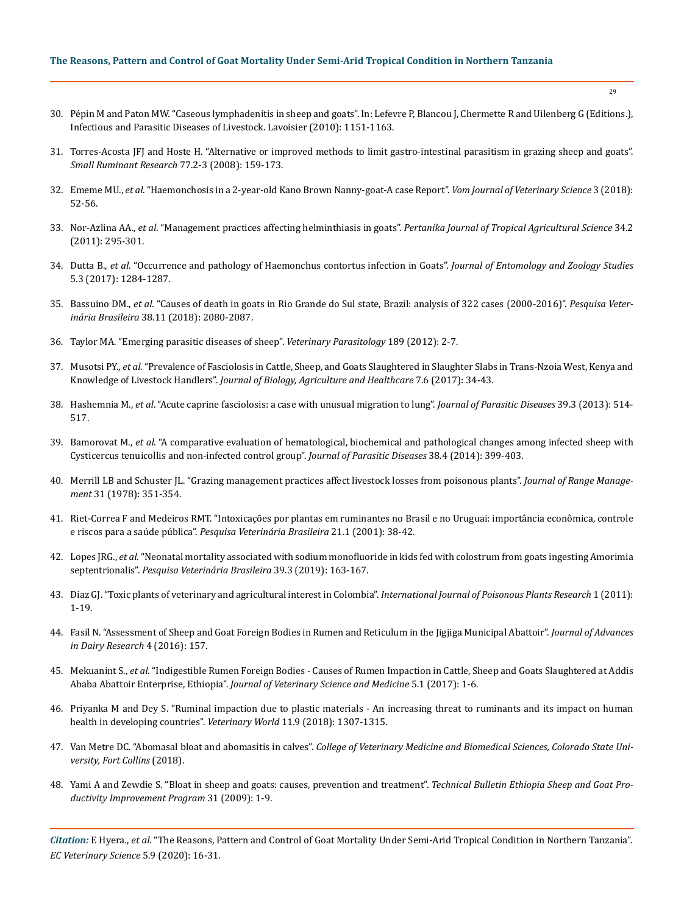30. Pépin M and Paton MW. "Caseous lymphadenitis in sheep and goats". In: Lefevre P, Blancou J, Chermette R and Uilenberg G (Editions.), Infectious and Parasitic Diseases of Livestock. Lavoisier (2010): 1151-1163.
31. Torres-Acosta JFJ and Hoste H. "Alternative or improved methods to limit gastro-intestinal parasitism in grazing sheep and goats". *Small Ruminant Research* 77.2-3 (2008): 159-173.
32. Ememe MU., *et al*. "Haemonchosis in a 2-year-old Kano Brown Nanny-goat-A case Report". *Vom Journal of Veterinary Science* 3 (2018): 52-56.
33. Nor-Azlina AA., *et al*. "Management practices affecting helminthiasis in goats". *Pertanika Journal of Tropical Agricultural Science* 34.2 (2011): 295-301.
34. Dutta B., *et al*. "Occurrence and pathology of Haemonchus contortus infection in Goats". *Journal of Entomology and Zoology Studies* 5.3 (2017): 1284-1287.
35. Bassuino DM., *et al*. "Causes of death in goats in Rio Grande do Sul state, Brazil: analysis of 322 cases (2000-2016)". *Pesquisa Veterinária Brasileira* 38.11 (2018): 2080-2087.
36. Taylor MA. "Emerging parasitic diseases of sheep". *Veterinary Parasitology* 189 (2012): 2-7.
37. Musotsi PY., *et al*. "Prevalence of Fasciolosis in Cattle, Sheep, and Goats Slaughtered in Slaughter Slabs in Trans-Nzoia West, Kenya and Knowledge of Livestock Handlers". *Journal of Biology, Agriculture and Healthcare* 7.6 (2017): 34-43.
38. Hashemnia M., *et al*. "Acute caprine fasciolosis: a case with unusual migration to lung". *Journal of Parasitic Diseases* 39.3 (2013): 514-517.
39. Bamorovat M., *et al*. "A comparative evaluation of hematological, biochemical and pathological changes among infected sheep with Cysticercus tenuicollis and non-infected control group". *Journal of Parasitic Diseases* 38.4 (2014): 399-403.
40. Merrill LB and Schuster JL. "Grazing management practices affect livestock losses from poisonous plants". *Journal of Range Management* 31 (1978): 351-354.
41. Riet-Correa F and Medeiros RMT. "Intoxicações por plantas em ruminantes no Brasil e no Uruguai: importância econômica, controle e riscos para a saúde pública". *Pesquisa Veterinária Brasileira* 21.1 (2001): 38-42.
42. Lopes JRG., *et al*. "Neonatal mortality associated with sodium monofluoride in kids fed with colostrum from goats ingesting Amorimia septentrionalis". *Pesquisa Veterinária Brasileira* 39.3 (2019): 163-167.
43. Diaz GJ. "Toxic plants of veterinary and agricultural interest in Colombia". *International Journal of Poisonous Plants Research* 1 (2011): 1-19.
44. Fasil N. "Assessment of Sheep and Goat Foreign Bodies in Rumen and Reticulum in the Jigjiga Municipal Abattoir". *Journal of Advances in Dairy Research* 4 (2016): 157.
45. Mekuanint S., *et al*. "Indigestible Rumen Foreign Bodies - Causes of Rumen Impaction in Cattle, Sheep and Goats Slaughtered at Addis Ababa Abattoir Enterprise, Ethiopia". *Journal of Veterinary Science and Medicine* 5.1 (2017): 1-6.
46. Priyanka M and Dey S. "Ruminal impaction due to plastic materials - An increasing threat to ruminants and its impact on human health in developing countries". *Veterinary World* 11.9 (2018): 1307-1315.
47. Van Metre DC. "Abomasal bloat and abomasitis in calves". *College of Veterinary Medicine and Biomedical Sciences, Colorado State University, Fort Collins* (2018).
48. Yami A and Zewdie S. "Bloat in sheep and goats: causes, prevention and treatment". *Technical Bulletin Ethiopia Sheep and Goat Productivity Improvement Program* 31 (2009): 1-9.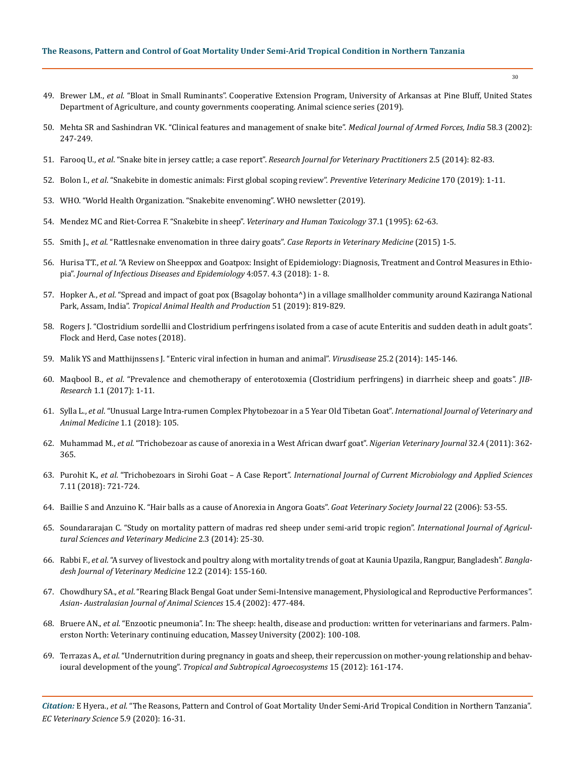49. Brewer LM., *et al*. "Bloat in Small Ruminants". Cooperative Extension Program, University of Arkansas at Pine Bluff, United States Department of Agriculture, and county governments cooperating. Animal science series (2019).
50. Mehta SR and Sashindran VK. "Clinical features and management of snake bite". *Medical Journal of Armed Forces, India* 58.3 (2002): 247-249.
51. Farooq U., *et al*. "Snake bite in jersey cattle; a case report". *Research Journal for Veterinary Practitioners* 2.5 (2014): 82-83.
52. Bolon I., *et al*. "Snakebite in domestic animals: First global scoping review". *Preventive Veterinary Medicine* 170 (2019): 1-11.
53. WHO. "World Health Organization. "Snakebite envenoming". WHO newsletter (2019).
54. Mendez MC and Riet-Correa F. "Snakebite in sheep". *Veterinary and Human Toxicology* 37.1 (1995): 62-63.
55. Smith J., *et al*. "Rattlesnake envenomation in three dairy goats". *Case Reports in Veterinary Medicine* (2015) 1-5.
56. Hurisa TT., *et al*. "A Review on Sheeppox and Goatpox: Insight of Epidemiology: Diagnosis, Treatment and Control Measures in Ethiopia". *Journal of Infectious Diseases and Epidemiology* 4:057. 4.3 (2018): 1- 8.
57. Hopker A., *et al*. "Spread and impact of goat pox (Bsagolay bohonta^) in a village smallholder community around Kaziranga National Park, Assam, India". *Tropical Animal Health and Production* 51 (2019): 819-829.
58. Rogers J. "Clostridium sordellii and Clostridium perfringens isolated from a case of acute Enteritis and sudden death in adult goats". Flock and Herd, Case notes (2018).
59. Malik YS and Matthijnssens J. "Enteric viral infection in human and animal". *Virusdisease* 25.2 (2014): 145-146.
60. Maqbool B., *et al*. "Prevalence and chemotherapy of enterotoxemia (Clostridium perfringens) in diarrheic sheep and goats". *JIB-Research* 1.1 (2017): 1-11.
61. Sylla L., *et al*. "Unusual Large Intra-rumen Complex Phytobezoar in a 5 Year Old Tibetan Goat". *International Journal of Veterinary and Animal Medicine* 1.1 (2018): 105.
62. Muhammad M., *et al*. "Trichobezoar as cause of anorexia in a West African dwarf goat". *Nigerian Veterinary Journal* 32.4 (2011): 362-365.
63. Purohit K., *et al*. "Trichobezoars in Sirohi Goat – A Case Report". *International Journal of Current Microbiology and Applied Sciences* 7.11 (2018): 721-724.
64. Baillie S and Anzuino K. "Hair balls as a cause of Anorexia in Angora Goats". *Goat Veterinary Society Journal* 22 (2006): 53-55.
65. Soundararajan C. "Study on mortality pattern of madras red sheep under semi-arid tropic region". *International Journal of Agricultural Sciences and Veterinary Medicine* 2.3 (2014): 25-30.
66. Rabbi F., *et al*. "A survey of livestock and poultry along with mortality trends of goat at Kaunia Upazila, Rangpur, Bangladesh". *Bangladesh Journal of Veterinary Medicine* 12.2 (2014): 155-160.
67. Chowdhury SA., *et al*. "Rearing Black Bengal Goat under Semi-Intensive management, Physiological and Reproductive Performances". *Asian- Australasian Journal of Animal Sciences* 15.4 (2002): 477-484.
68. Bruere AN., *et al*. "Enzootic pneumonia". In: The sheep: health, disease and production: written for veterinarians and farmers. Palmerston North: Veterinary continuing education, Massey University (2002): 100-108.
69. Terrazas A., *et al*. "Undernutrition during pregnancy in goats and sheep, their repercussion on mother-young relationship and behavioural development of the young". *Tropical and Subtropical Agroecosystems* 15 (2012): 161-174.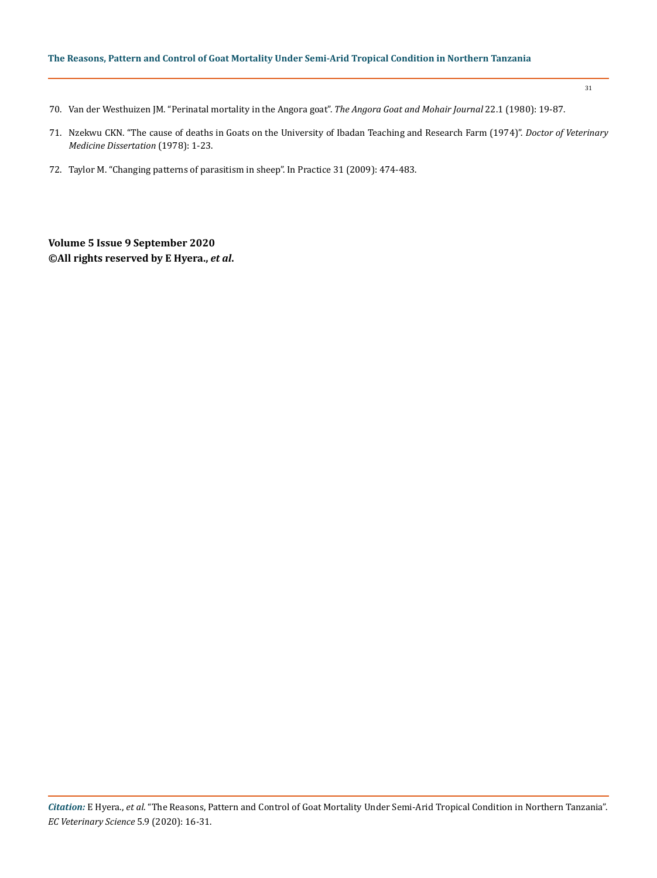70. Van der Westhuizen JM. "Perinatal mortality in the Angora goat". *The Angora Goat and Mohair Journal* 22.1 (1980): 19-87.

71. Nzekwu CKN. "The cause of deaths in Goats on the University of Ibadan Teaching and Research Farm (1974)". *Doctor of Veterinary Medicine Dissertation* (1978): 1-23.

72. Taylor M. "Changing patterns of parasitism in sheep". In Practice 31 (2009): 474-483.

**Volume 5 Issue 9 September 2020**
**©All rights reserved by E Hyera., *et al*.**